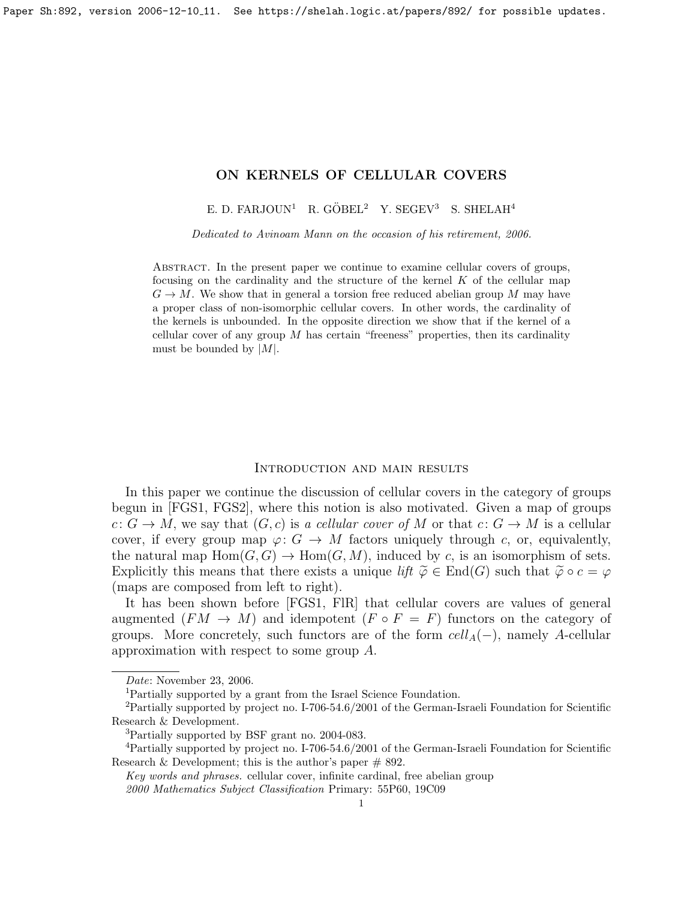# ON KERNELS OF CELLULAR COVERS

E. D. FARJOUN[1] R. GÖBEL[2] Y. SEGEV[3] S. SHELAH[4]

*Dedicated to Avinoam Mann on the occasion of his retirement, 2006.*

Abstract. In the present paper we continue to examine cellular covers of groups, focusing on the cardinality and the structure of the kernel $K$ of the cellular map $G \to M$. We show that in general a torsion free reduced abelian group $M$ may have a proper class of non-isomorphic cellular covers. In other words, the cardinality of the kernels is unbounded. In the opposite direction we show that if the kernel of a cellular cover of any group $M$ has certain "freeness" properties, then its cardinality must be bounded by $|M|$.

## Introduction and main results

In this paper we continue the discussion of cellular covers in the category of groups begun in [FGS1, FGS2], where this notion is also motivated. Given a map of groups $c\colon G \to M$, we say that $(G, c)$ is *a cellular cover of* $M$ or that $c\colon G \to M$ is a cellular cover, if every group map $\varphi\colon G \to M$ factors uniquely through $c$, or, equivalently, the natural map $\mathrm{Hom}(G, G) \to \mathrm{Hom}(G, M)$, induced by $c$, is an isomorphism of sets. Explicitly this means that there exists a unique *lift* $\widetilde{\varphi} \in \mathrm{End}(G)$ such that $\widetilde{\varphi} \circ c = \varphi$ (maps are composed from left to right).

It has been shown before [FGS1, FlR] that cellular covers are values of general augmented ($FM \to M$) and idempotent ($F \circ F = F$) functors on the category of groups. More concretely, such functors are of the form $cell_A(-)$, namely $A$-cellular approximation with respect to some group $A$.

---

*Date*: November 23, 2006.

[1]Partially supported by a grant from the Israel Science Foundation.

[2]Partially supported by project no. I-706-54.6/2001 of the German-Israeli Foundation for Scientific Research & Development.

[3]Partially supported by BSF grant no. 2004-083.

[4]Partially supported by project no. I-706-54.6/2001 of the German-Israeli Foundation for Scientific Research & Development; this is the author's paper # 892.

*Key words and phrases.* cellular cover, infinite cardinal, free abelian group

*2000 Mathematics Subject Classification* Primary: 55P60, 19C09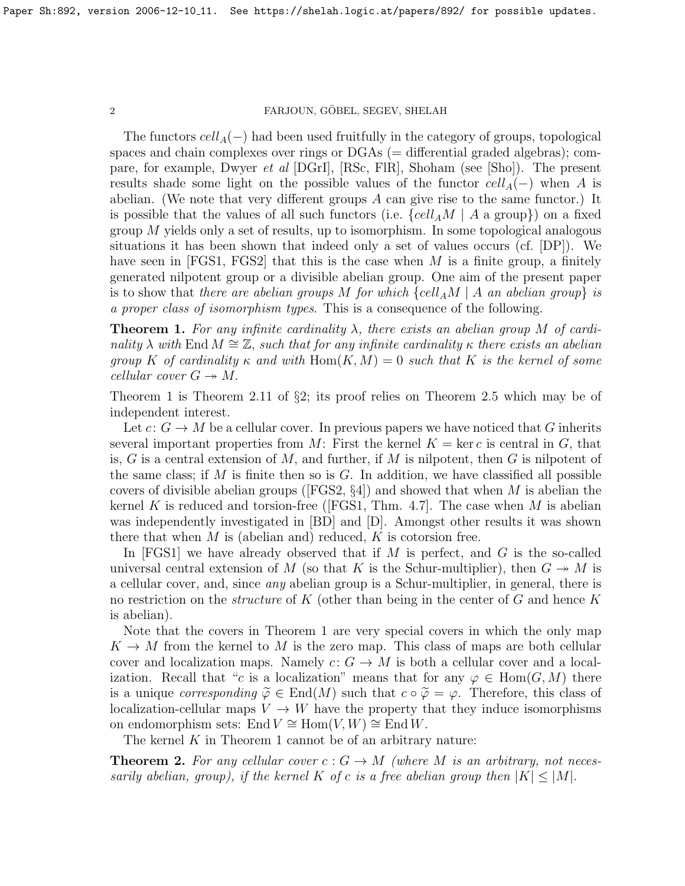The functors $cell_A(-)$ had been used fruitfully in the category of groups, topological spaces and chain complexes over rings or DGAs (= differential graded algebras); compare, for example, Dwyer *et al* [DGrI], [RSc, FlR], Shoham (see [Sho]). The present results shade some light on the possible values of the functor $cell_A(-)$ when $A$ is abelian. (We note that very different groups $A$ can give rise to the same functor.) It is possible that the values of all such functors (i.e. $\{cell_A M \mid A \text{ a group}\}$) on a fixed group $M$ yields only a set of results, up to isomorphism. In some topological analogous situations it has been shown that indeed only a set of values occurs (cf. [DP]). We have seen in [FGS1, FGS2] that this is the case when $M$ is a finite group, a finitely generated nilpotent group or a divisible abelian group. One aim of the present paper is to show that *there are abelian groups $M$ for which $\{cell_A M \mid A \text{ an abelian group}\}$ is a proper class of isomorphism types*. This is a consequence of the following.

**Theorem 1.** *For any infinite cardinality $\lambda$, there exists an abelian group $M$ of cardinality $\lambda$ with $\operatorname{End} M \cong \mathbb{Z}$, such that for any infinite cardinality $\kappa$ there exists an abelian group $K$ of cardinality $\kappa$ and with $\operatorname{Hom}(K, M) = 0$ such that $K$ is the kernel of some cellular cover $G \twoheadrightarrow M$.*

Theorem 1 is Theorem 2.11 of §2; its proof relies on Theorem 2.5 which may be of independent interest.

Let $c\colon G \to M$ be a cellular cover. In previous papers we have noticed that $G$ inherits several important properties from $M$: First the kernel $K = \ker c$ is central in $G$, that is, $G$ is a central extension of $M$, and further, if $M$ is nilpotent, then $G$ is nilpotent of the same class; if $M$ is finite then so is $G$. In addition, we have classified all possible covers of divisible abelian groups ([FGS2, §4]) and showed that when $M$ is abelian the kernel $K$ is reduced and torsion-free ([FGS1, Thm. 4.7]. The case when $M$ is abelian was independently investigated in [BD] and [D]. Amongst other results it was shown there that when $M$ is (abelian and) reduced, $K$ is cotorsion free.

In [FGS1] we have already observed that if $M$ is perfect, and $G$ is the so-called universal central extension of $M$ (so that $K$ is the Schur-multiplier), then $G \twoheadrightarrow M$ is a cellular cover, and, since *any* abelian group is a Schur-multiplier, in general, there is no restriction on the *structure* of $K$ (other than being in the center of $G$ and hence $K$ is abelian).

Note that the covers in Theorem 1 are very special covers in which the only map $K \to M$ from the kernel to $M$ is the zero map. This class of maps are both cellular cover and localization maps. Namely $c\colon G \to M$ is both a cellular cover and a localization. Recall that "$c$ is a localization" means that for any $\varphi \in \operatorname{Hom}(G, M)$ there is a unique *corresponding* $\widetilde{\varphi} \in \operatorname{End}(M)$ such that $c \circ \widetilde{\varphi} = \varphi$. Therefore, this class of localization-cellular maps $V \to W$ have the property that they induce isomorphisms on endomorphism sets: $\operatorname{End} V \cong \operatorname{Hom}(V, W) \cong \operatorname{End} W$.

The kernel $K$ in Theorem 1 cannot be of an arbitrary nature:

**Theorem 2.** *For any cellular cover $c : G \to M$ (where $M$ is an arbitrary, not necessarily abelian, group), if the kernel $K$ of $c$ is a free abelian group then $|K| \le |M|$.*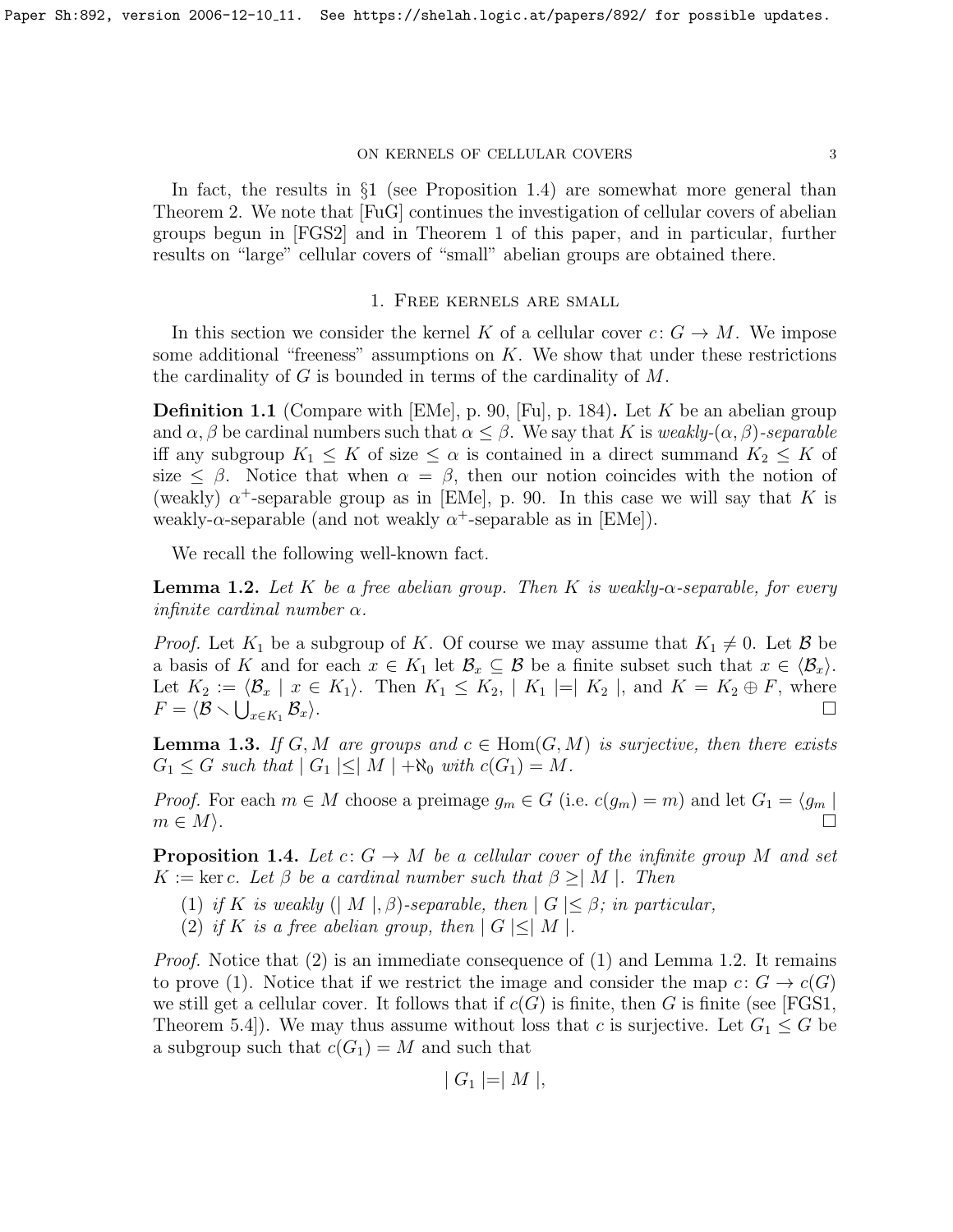In fact, the results in §1 (see Proposition 1.4) are somewhat more general than Theorem 2. We note that [FuG] continues the investigation of cellular covers of abelian groups begun in [FGS2] and in Theorem 1 of this paper, and in particular, further results on "large" cellular covers of "small" abelian groups are obtained there.

## 1. Free kernels are small

In this section we consider the kernel $K$ of a cellular cover $c\colon G \to M$. We impose some additional "freeness" assumptions on $K$. We show that under these restrictions the cardinality of $G$ is bounded in terms of the cardinality of $M$.

**Definition 1.1** (Compare with [EMe], p. 90, [Fu], p. 184)**.** Let $K$ be an abelian group and $\alpha, \beta$ be cardinal numbers such that $\alpha \leq \beta$. We say that $K$ is *weakly-$(\alpha,\beta)$-separable* iff any subgroup $K_1 \leq K$ of size $\leq \alpha$ is contained in a direct summand $K_2 \leq K$ of size $\leq \beta$. Notice that when $\alpha = \beta$, then our notion coincides with the notion of (weakly) $\alpha^+$-separable group as in [EMe], p. 90. In this case we will say that $K$ is weakly-$\alpha$-separable (and not weakly $\alpha^+$-separable as in [EMe]).

We recall the following well-known fact.

**Lemma 1.2.** *Let $K$ be a free abelian group. Then $K$ is weakly-$\alpha$-separable, for every infinite cardinal number $\alpha$.*

*Proof.* Let $K_1$ be a subgroup of $K$. Of course we may assume that $K_1 \neq 0$. Let $\mathcal{B}$ be a basis of $K$ and for each $x \in K_1$ let $\mathcal{B}_x \subseteq \mathcal{B}$ be a finite subset such that $x \in \langle \mathcal{B}_x \rangle$. Let $K_2 := \langle \mathcal{B}_x \mid x \in K_1 \rangle$. Then $K_1 \leq K_2$, $\mid K_1 \mid = \mid K_2 \mid$, and $K = K_2 \oplus F$, where $F = \langle \mathcal{B} \smallsetminus \bigcup_{x \in K_1} \mathcal{B}_x \rangle$. $\square$

**Lemma 1.3.** *If $G, M$ are groups and $c \in \operatorname{Hom}(G, M)$ is surjective, then there exists $G_1 \leq G$ such that $\mid G_1 \mid \leq \mid M \mid + \aleph_0$ with $c(G_1) = M$.*

*Proof.* For each $m \in M$ choose a preimage $g_m \in G$ (i.e. $c(g_m) = m$) and let $G_1 = \langle g_m \mid m \in M \rangle$. $\square$

**Proposition 1.4.** *Let $c\colon G \to M$ be a cellular cover of the infinite group $M$ and set $K := \ker c$. Let $\beta$ be a cardinal number such that $\beta \geq \mid M \mid$. Then*

1. *if $K$ is weakly $(\mid M \mid, \beta)$-separable, then $\mid G \mid \leq \beta$; in particular,*
2. *if $K$ is a free abelian group, then $\mid G \mid \leq \mid M \mid$.*

*Proof.* Notice that (2) is an immediate consequence of (1) and Lemma 1.2. It remains to prove (1). Notice that if we restrict the image and consider the map $c\colon G \to c(G)$ we still get a cellular cover. It follows that if $c(G)$ is finite, then $G$ is finite (see [FGS1, Theorem 5.4]). We may thus assume without loss that $c$ is surjective. Let $G_1 \leq G$ be a subgroup such that $c(G_1) = M$ and such that

$$\mid G_1 \mid = \mid M \mid,$$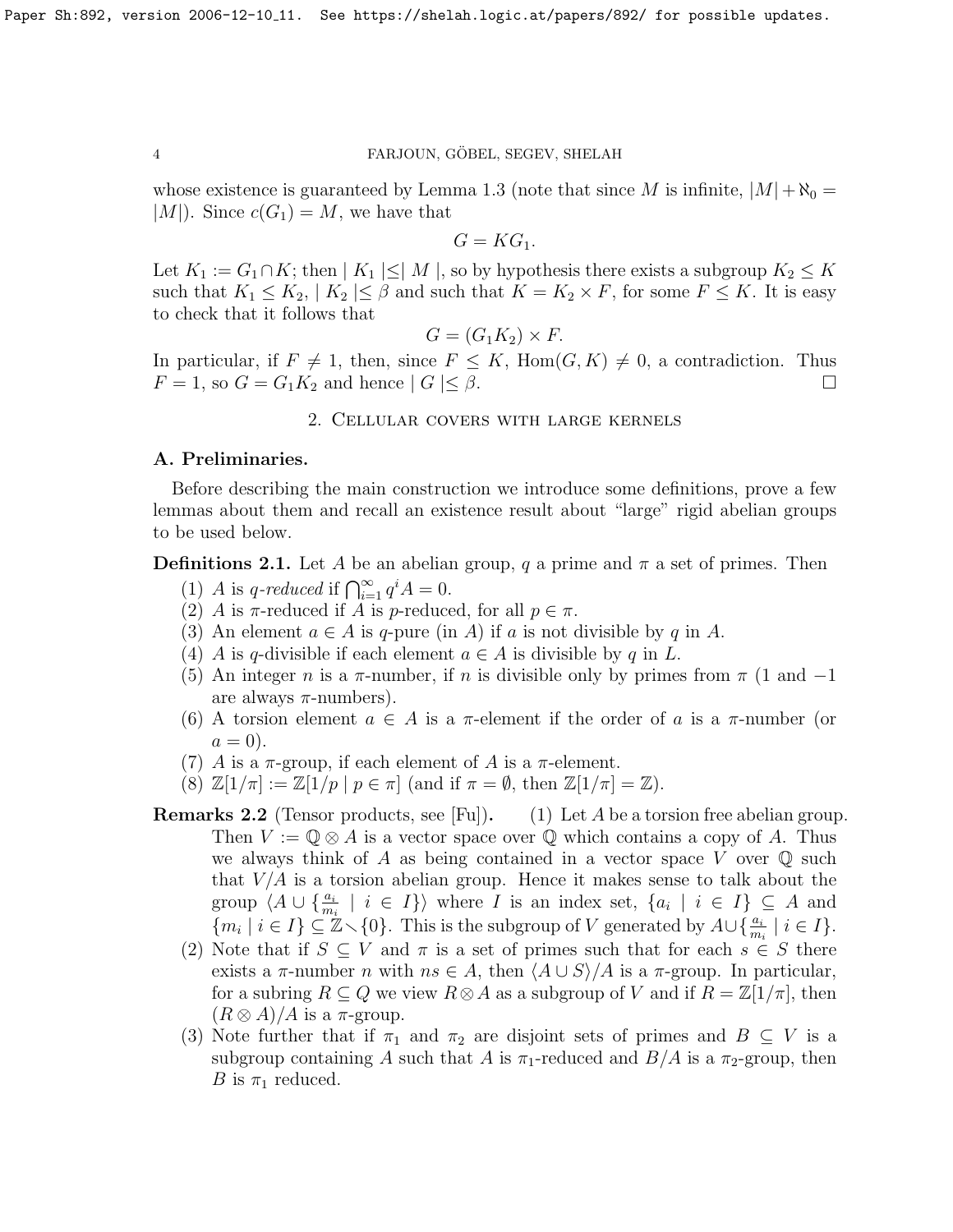whose existence is guaranteed by Lemma 1.3 (note that since $M$ is infinite, $|M| + \aleph_0 = |M|$). Since $c(G_1) = M$, we have that

$$G = KG_1.$$

Let $K_1 := G_1 \cap K$; then $|K_1| \leq |M|$, so by hypothesis there exists a subgroup $K_2 \leq K$ such that $K_1 \leq K_2$, $|K_2| \leq \beta$ and such that $K = K_2 \times F$, for some $F \leq K$. It is easy to check that it follows that

$$G = (G_1 K_2) \times F.$$

In particular, if $F \neq 1$, then, since $F \leq K$, $\operatorname{Hom}(G, K) \neq 0$, a contradiction. Thus $F = 1$, so $G = G_1 K_2$ and hence $|G| \leq \beta$. $\square$

## 2. Cellular covers with large kernels

### A. Preliminaries.

Before describing the main construction we introduce some definitions, prove a few lemmas about them and recall an existence result about "large" rigid abelian groups to be used below.

**Definitions 2.1.** Let $A$ be an abelian group, $q$ a prime and $\pi$ a set of primes. Then

1. $A$ is *$q$-reduced* if $\bigcap_{i=1}^{\infty} q^i A = 0$.
2. $A$ is $\pi$-reduced if $A$ is $p$-reduced, for all $p \in \pi$.
3. An element $a \in A$ is $q$-pure (in $A$) if $a$ is not divisible by $q$ in $A$.
4. $A$ is $q$-divisible if each element $a \in A$ is divisible by $q$ in $L$.
5. An integer $n$ is a $\pi$-number, if $n$ is divisible only by primes from $\pi$ (1 and $-1$ are always $\pi$-numbers).
6. A torsion element $a \in A$ is a $\pi$-element if the order of $a$ is a $\pi$-number (or $a = 0$).
7. $A$ is a $\pi$-group, if each element of $A$ is a $\pi$-element.
8. $\mathbb{Z}[1/\pi] := \mathbb{Z}[1/p \mid p \in \pi]$ (and if $\pi = \emptyset$, then $\mathbb{Z}[1/\pi] = \mathbb{Z}$).

**Remarks 2.2** (Tensor products, see [Fu]).

1. Let $A$ be a torsion free abelian group. Then $V := \mathbb{Q} \otimes A$ is a vector space over $\mathbb{Q}$ which contains a copy of $A$. Thus we always think of $A$ as being contained in a vector space $V$ over $\mathbb{Q}$ such that $V/A$ is a torsion abelian group. Hence it makes sense to talk about the group $\langle A \cup \{\frac{a_i}{m_i} \mid i \in I\}\rangle$ where $I$ is an index set, $\{a_i \mid i \in I\} \subseteq A$ and $\{m_i \mid i \in I\} \subseteq \mathbb{Z} \smallsetminus \{0\}$. This is the subgroup of $V$ generated by $A \cup \{\frac{a_i}{m_i} \mid i \in I\}$.
2. Note that if $S \subseteq V$ and $\pi$ is a set of primes such that for each $s \in S$ there exists a $\pi$-number $n$ with $ns \in A$, then $\langle A \cup S\rangle/A$ is a $\pi$-group. In particular, for a subring $R \subseteq Q$ we view $R \otimes A$ as a subgroup of $V$ and if $R = \mathbb{Z}[1/\pi]$, then $(R \otimes A)/A$ is a $\pi$-group.
3. Note further that if $\pi_1$ and $\pi_2$ are disjoint sets of primes and $B \subseteq V$ is a subgroup containing $A$ such that $A$ is $\pi_1$-reduced and $B/A$ is a $\pi_2$-group, then $B$ is $\pi_1$ reduced.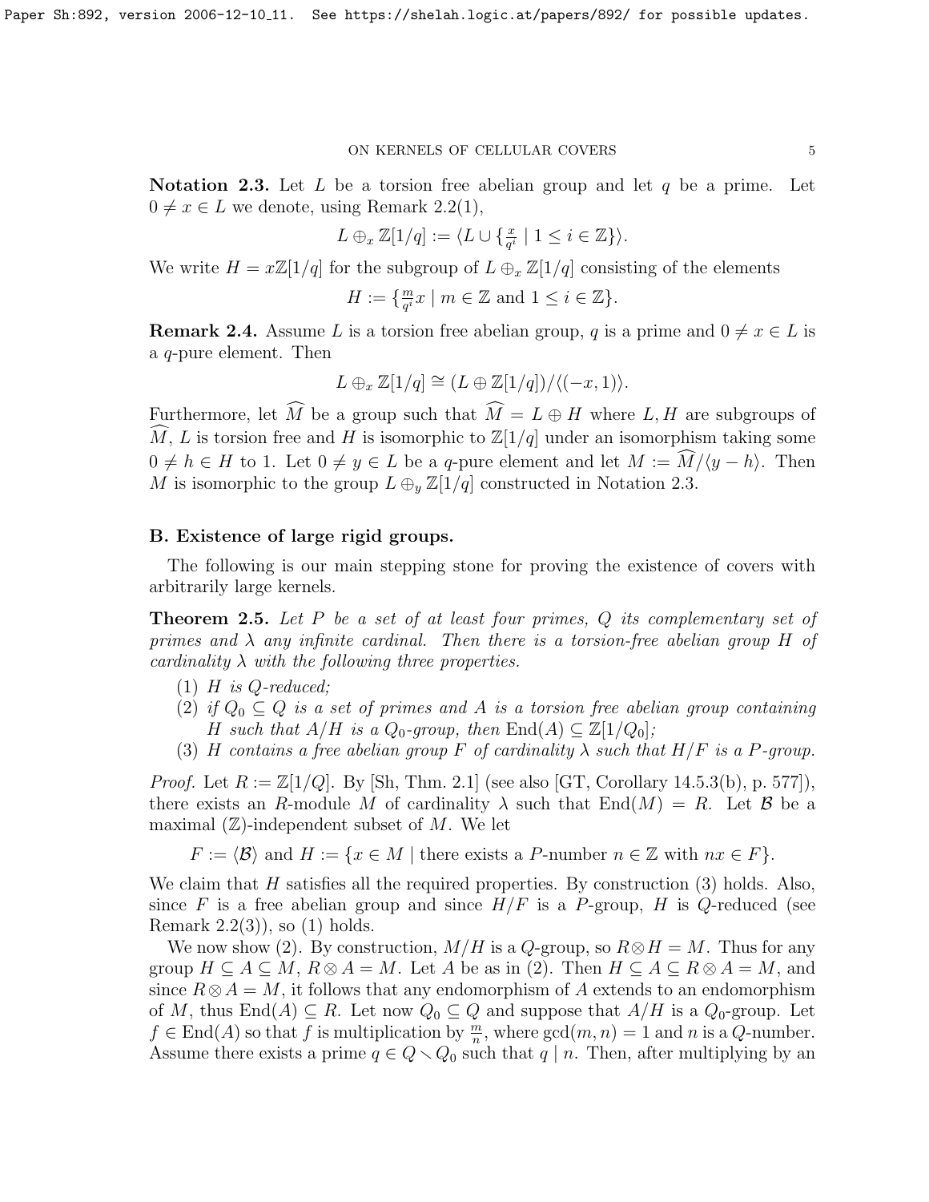**Notation 2.3.** Let $L$ be a torsion free abelian group and let $q$ be a prime. Let $0 \neq x \in L$ we denote, using Remark 2.2(1),

$$L \oplus_x \mathbb{Z}[1/q] := \langle L \cup \{\tfrac{x}{q^i} \mid 1 \leq i \in \mathbb{Z}\}\rangle.$$

We write $H = x\mathbb{Z}[1/q]$ for the subgroup of $L \oplus_x \mathbb{Z}[1/q]$ consisting of the elements

$$H := \{\tfrac{m}{q^i}x \mid m \in \mathbb{Z} \text{ and } 1 \leq i \in \mathbb{Z}\}.$$

**Remark 2.4.** Assume $L$ is a torsion free abelian group, $q$ is a prime and $0 \neq x \in L$ is a $q$-pure element. Then

$$L \oplus_x \mathbb{Z}[1/q] \cong (L \oplus \mathbb{Z}[1/q])/\langle(-x, 1)\rangle.$$

Furthermore, let $\widehat{M}$ be a group such that $\widehat{M} = L \oplus H$ where $L, H$ are subgroups of $\widehat{M}$, $L$ is torsion free and $H$ is isomorphic to $\mathbb{Z}[1/q]$ under an isomorphism taking some $0 \neq h \in H$ to 1. Let $0 \neq y \in L$ be a $q$-pure element and let $M := \widehat{M}/\langle y - h\rangle$. Then $M$ is isomorphic to the group $L \oplus_y \mathbb{Z}[1/q]$ constructed in Notation 2.3.

**B. Existence of large rigid groups.**

The following is our main stepping stone for proving the existence of covers with arbitrarily large kernels.

**Theorem 2.5.** *Let $P$ be a set of at least four primes, $Q$ its complementary set of primes and $\lambda$ any infinite cardinal. Then there is a torsion-free abelian group $H$ of cardinality $\lambda$ with the following three properties.*

1. *$H$ is $Q$-reduced;*
2. *if $Q_0 \subseteq Q$ is a set of primes and $A$ is a torsion free abelian group containing $H$ such that $A/H$ is a $Q_0$-group, then $\operatorname{End}(A) \subseteq \mathbb{Z}[1/Q_0]$;*
3. *$H$ contains a free abelian group $F$ of cardinality $\lambda$ such that $H/F$ is a $P$-group.*

*Proof.* Let $R := \mathbb{Z}[1/Q]$. By [Sh, Thm. 2.1] (see also [GT, Corollary 14.5.3(b), p. 577]), there exists an $R$-module $M$ of cardinality $\lambda$ such that $\operatorname{End}(M) = R$. Let $\mathcal{B}$ be a maximal ($\mathbb{Z}$)-independent subset of $M$. We let

$$F := \langle \mathcal{B}\rangle \text{ and } H := \{x \in M \mid \text{there exists a } P\text{-number } n \in \mathbb{Z} \text{ with } nx \in F\}.$$

We claim that $H$ satisfies all the required properties. By construction (3) holds. Also, since $F$ is a free abelian group and since $H/F$ is a $P$-group, $H$ is $Q$-reduced (see Remark 2.2(3)), so (1) holds.

We now show (2). By construction, $M/H$ is a $Q$-group, so $R \otimes H = M$. Thus for any group $H \subseteq A \subseteq M$, $R \otimes A = M$. Let $A$ be as in (2). Then $H \subseteq A \subseteq R \otimes A = M$, and since $R \otimes A = M$, it follows that any endomorphism of $A$ extends to an endomorphism of $M$, thus $\operatorname{End}(A) \subseteq R$. Let now $Q_0 \subseteq Q$ and suppose that $A/H$ is a $Q_0$-group. Let $f \in \operatorname{End}(A)$ so that $f$ is multiplication by $\frac{m}{n}$, where $\gcd(m, n) = 1$ and $n$ is a $Q$-number. Assume there exists a prime $q \in Q \setminus Q_0$ such that $q \mid n$. Then, after multiplying by an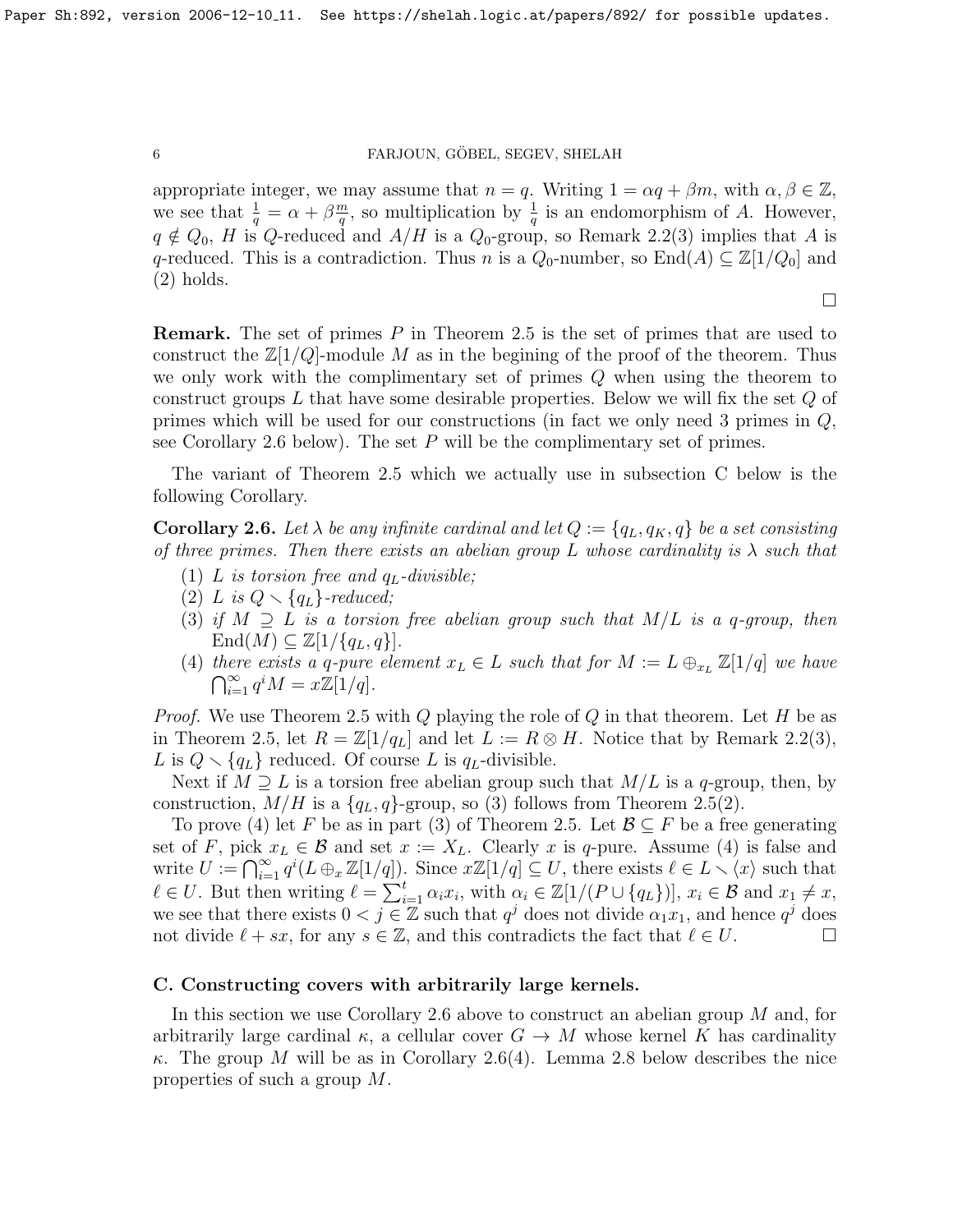appropriate integer, we may assume that $n = q$. Writing $1 = \alpha q + \beta m$, with $\alpha, \beta \in \mathbb{Z}$, we see that $\frac{1}{q} = \alpha + \beta \frac{m}{q}$, so multiplication by $\frac{1}{q}$ is an endomorphism of $A$. However, $q \notin Q_0$, $H$ is $Q$-reduced and $A/H$ is a $Q_0$-group, so Remark 2.2(3) implies that $A$ is $q$-reduced. This is a contradiction. Thus $n$ is a $Q_0$-number, so $\mathrm{End}(A) \subseteq \mathbb{Z}[1/Q_0]$ and (2) holds.

$\square$

**Remark.** The set of primes $P$ in Theorem 2.5 is the set of primes that are used to construct the $\mathbb{Z}[1/Q]$-module $M$ as in the begining of the proof of the theorem. Thus we only work with the complimentary set of primes $Q$ when using the theorem to construct groups $L$ that have some desirable properties. Below we will fix the set $Q$ of primes which will be used for our constructions (in fact we only need 3 primes in $Q$, see Corollary 2.6 below). The set $P$ will be the complimentary set of primes.

The variant of Theorem 2.5 which we actually use in subsection C below is the following Corollary.

**Corollary 2.6.** *Let $\lambda$ be any infinite cardinal and let $Q := \{q_L, q_K, q\}$ be a set consisting of three primes. Then there exists an abelian group $L$ whose cardinality is $\lambda$ such that*

1. *$L$ is torsion free and $q_L$-divisible;*
2. *$L$ is $Q \setminus \{q_L\}$-reduced;*
3. *if $M \supseteq L$ is a torsion free abelian group such that $M/L$ is a $q$-group, then $\mathrm{End}(M) \subseteq \mathbb{Z}[1/\{q_L, q\}]$.*
4. *there exists a $q$-pure element $x_L \in L$ such that for $M := L \oplus_{x_L} \mathbb{Z}[1/q]$ we have $\bigcap_{i=1}^{\infty} q^i M = x\mathbb{Z}[1/q]$.*

*Proof.* We use Theorem 2.5 with $Q$ playing the role of $Q$ in that theorem. Let $H$ be as in Theorem 2.5, let $R = \mathbb{Z}[1/q_L]$ and let $L := R \otimes H$. Notice that by Remark 2.2(3), $L$ is $Q \setminus \{q_L\}$ reduced. Of course $L$ is $q_L$-divisible.

Next if $M \supseteq L$ is a torsion free abelian group such that $M/L$ is a $q$-group, then, by construction, $M/H$ is a $\{q_L, q\}$-group, so (3) follows from Theorem 2.5(2).

To prove (4) let $F$ be as in part (3) of Theorem 2.5. Let $\mathcal{B} \subseteq F$ be a free generating set of $F$, pick $x_L \in \mathcal{B}$ and set $x := X_L$. Clearly $x$ is $q$-pure. Assume (4) is false and write $U := \bigcap_{i=1}^{\infty} q^i(L \oplus_x \mathbb{Z}[1/q])$. Since $x\mathbb{Z}[1/q] \subseteq U$, there exists $\ell \in L \setminus \langle x \rangle$ such that $\ell \in U$. But then writing $\ell = \sum_{i=1}^{t} \alpha_i x_i$, with $\alpha_i \in \mathbb{Z}[1/(P \cup \{q_L\})]$, $x_i \in \mathcal{B}$ and $x_1 \neq x$, we see that there exists $0 < j \in \mathbb{Z}$ such that $q^j$ does not divide $\alpha_1 x_1$, and hence $q^j$ does not divide $\ell + sx$, for any $s \in \mathbb{Z}$, and this contradicts the fact that $\ell \in U$. $\square$

### C. Constructing covers with arbitrarily large kernels.

In this section we use Corollary 2.6 above to construct an abelian group $M$ and, for arbitrarily large cardinal $\kappa$, a cellular cover $G \to M$ whose kernel $K$ has cardinality $\kappa$. The group $M$ will be as in Corollary 2.6(4). Lemma 2.8 below describes the nice properties of such a group $M$.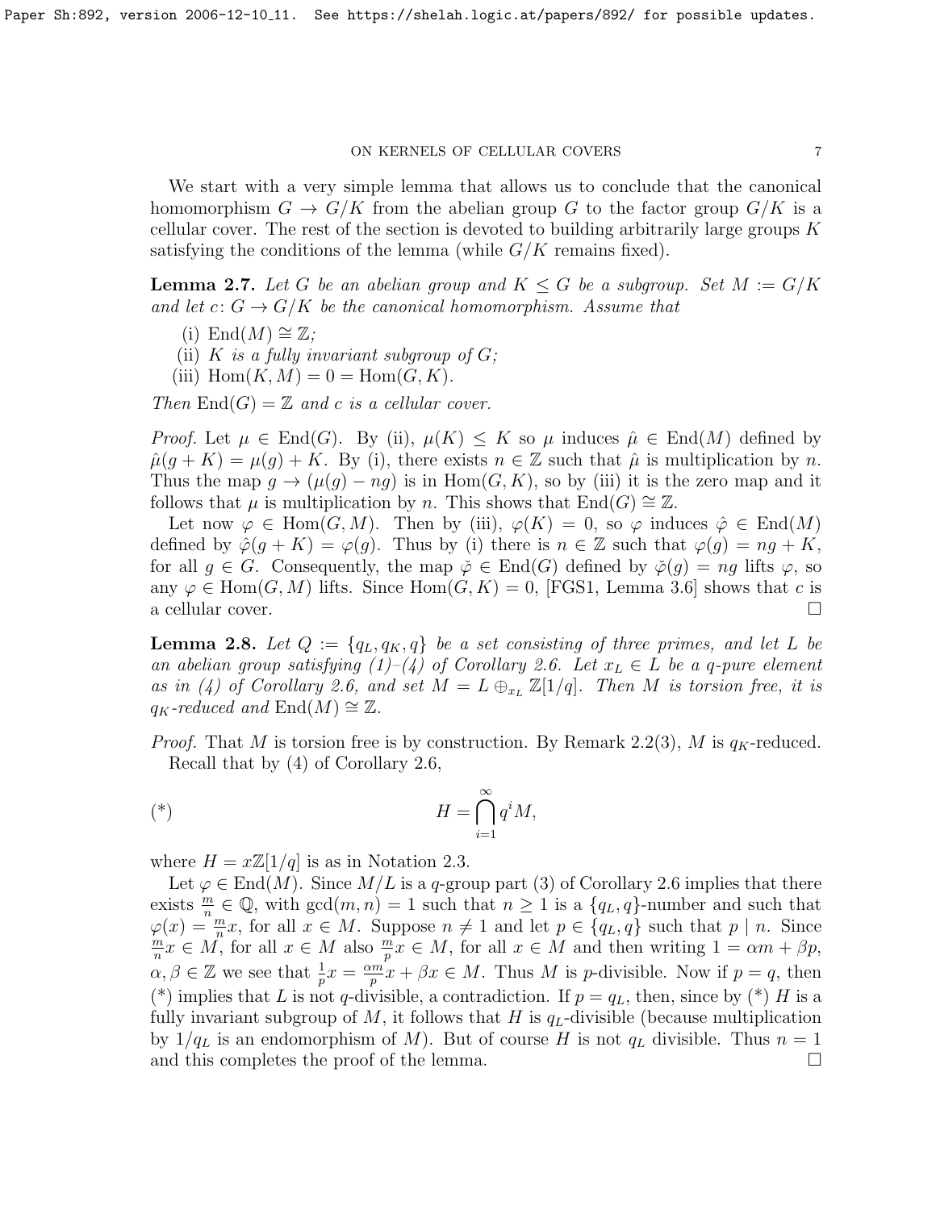We start with a very simple lemma that allows us to conclude that the canonical homomorphism $G \to G/K$ from the abelian group $G$ to the factor group $G/K$ is a cellular cover. The rest of the section is devoted to building arbitrarily large groups $K$ satisfying the conditions of the lemma (while $G/K$ remains fixed).

**Lemma 2.7.** *Let $G$ be an abelian group and $K \leq G$ be a subgroup. Set $M := G/K$ and let $c\colon G \to G/K$ be the canonical homomorphism. Assume that*

(i) $\operatorname{End}(M) \cong \mathbb{Z}$;
(ii) *$K$ is a fully invariant subgroup of $G$;*
(iii) $\operatorname{Hom}(K, M) = 0 = \operatorname{Hom}(G, K)$.

*Then $\operatorname{End}(G) = \mathbb{Z}$ and $c$ is a cellular cover.*

*Proof.* Let $\mu \in \operatorname{End}(G)$. By (ii), $\mu(K) \leq K$ so $\mu$ induces $\hat{\mu} \in \operatorname{End}(M)$ defined by $\hat{\mu}(g + K) = \mu(g) + K$. By (i), there exists $n \in \mathbb{Z}$ such that $\hat{\mu}$ is multiplication by $n$. Thus the map $g \to (\mu(g) - ng)$ is in $\operatorname{Hom}(G, K)$, so by (iii) it is the zero map and it follows that $\mu$ is multiplication by $n$. This shows that $\operatorname{End}(G) \cong \mathbb{Z}$.

Let now $\varphi \in \operatorname{Hom}(G, M)$. Then by (iii), $\varphi(K) = 0$, so $\varphi$ induces $\hat{\varphi} \in \operatorname{End}(M)$ defined by $\hat{\varphi}(g + K) = \varphi(g)$. Thus by (i) there is $n \in \mathbb{Z}$ such that $\varphi(g) = ng + K$, for all $g \in G$. Consequently, the map $\check{\varphi} \in \operatorname{End}(G)$ defined by $\check{\varphi}(g) = ng$ lifts $\varphi$, so any $\varphi \in \operatorname{Hom}(G, M)$ lifts. Since $\operatorname{Hom}(G, K) = 0$, [FGS1, Lemma 3.6] shows that $c$ is a cellular cover. □

**Lemma 2.8.** *Let $Q := \{q_L, q_K, q\}$ be a set consisting of three primes, and let $L$ be an abelian group satisfying (1)–(4) of Corollary 2.6. Let $x_L \in L$ be a $q$-pure element as in (4) of Corollary 2.6, and set $M = L \oplus_{x_L} \mathbb{Z}[1/q]$. Then $M$ is torsion free, it is $q_K$-reduced and $\operatorname{End}(M) \cong \mathbb{Z}$.*

*Proof.* That $M$ is torsion free is by construction. By Remark 2.2(3), $M$ is $q_K$-reduced.

Recall that by (4) of Corollary 2.6,

$$H = \bigcap_{i=1}^{\infty} q^i M, \tag{*}$$

where $H = x\mathbb{Z}[1/q]$ is as in Notation 2.3.

Let $\varphi \in \operatorname{End}(M)$. Since $M/L$ is a $q$-group part (3) of Corollary 2.6 implies that there exists $\frac{m}{n} \in \mathbb{Q}$, with $\gcd(m, n) = 1$ such that $n \geq 1$ is a $\{q_L, q\}$-number and such that $\varphi(x) = \frac{m}{n}x$, for all $x \in M$. Suppose $n \neq 1$ and let $p \in \{q_L, q\}$ such that $p \mid n$. Since $\frac{m}{n}x \in M$, for all $x \in M$ also $\frac{m}{p}x \in M$, for all $x \in M$ and then writing $1 = \alpha m + \beta p$, $\alpha, \beta \in \mathbb{Z}$ we see that $\frac{1}{p}x = \frac{\alpha m}{p}x + \beta x \in M$. Thus $M$ is $p$-divisible. Now if $p = q$, then (\*) implies that $L$ is not $q$-divisible, a contradiction. If $p = q_L$, then, since by (\*) $H$ is a fully invariant subgroup of $M$, it follows that $H$ is $q_L$-divisible (because multiplication by $1/q_L$ is an endomorphism of $M$). But of course $H$ is not $q_L$ divisible. Thus $n = 1$ and this completes the proof of the lemma. □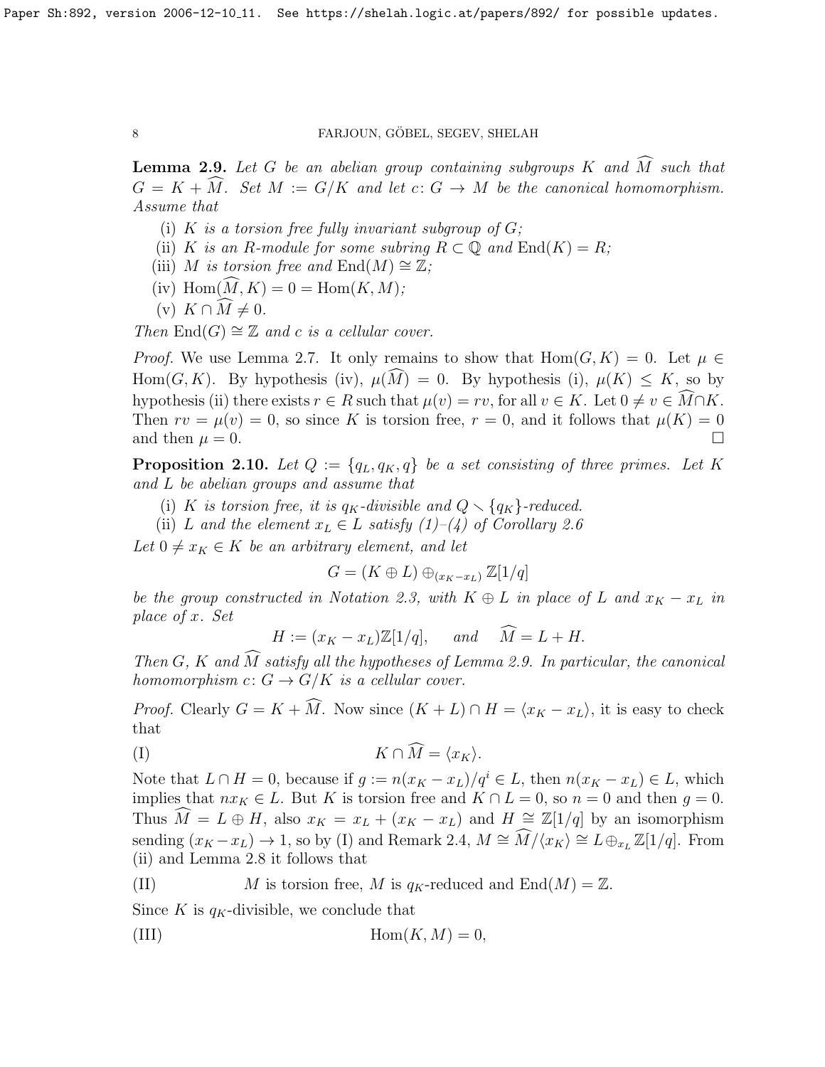**Lemma 2.9.** *Let $G$ be an abelian group containing subgroups $K$ and $\widehat{M}$ such that $G = K + \widehat{M}$. Set $M := G/K$ and let $c\colon G \to M$ be the canonical homomorphism. Assume that*

(i) *$K$ is a torsion free fully invariant subgroup of $G$;*
(ii) *$K$ is an $R$-module for some subring $R \subset \mathbb{Q}$ and $\mathrm{End}(K) = R$;*
(iii) *$M$ is torsion free and $\mathrm{End}(M) \cong \mathbb{Z}$;*
(iv) *$\mathrm{Hom}(\widehat{M}, K) = 0 = \mathrm{Hom}(K, M)$;*
(v) *$K \cap \widehat{M} \neq 0$.*

*Then $\mathrm{End}(G) \cong \mathbb{Z}$ and $c$ is a cellular cover.*

*Proof.* We use Lemma 2.7. It only remains to show that $\mathrm{Hom}(G, K) = 0$. Let $\mu \in \mathrm{Hom}(G, K)$. By hypothesis (iv), $\mu(\widehat{M}) = 0$. By hypothesis (i), $\mu(K) \leq K$, so by hypothesis (ii) there exists $r \in R$ such that $\mu(v) = rv$, for all $v \in K$. Let $0 \neq v \in \widehat{M} \cap K$. Then $rv = \mu(v) = 0$, so since $K$ is torsion free, $r = 0$, and it follows that $\mu(K) = 0$ and then $\mu = 0$. □

**Proposition 2.10.** *Let $Q := \{q_L, q_K, q\}$ be a set consisting of three primes. Let $K$ and $L$ be abelian groups and assume that*

(i) *$K$ is torsion free, it is $q_K$-divisible and $Q \smallsetminus \{q_K\}$-reduced.*
(ii) *$L$ and the element $x_L \in L$ satisfy (1)–(4) of Corollary 2.6*

*Let $0 \neq x_K \in K$ be an arbitrary element, and let*

$$G = (K \oplus L) \oplus_{(x_K - x_L)} \mathbb{Z}[1/q]$$

*be the group constructed in Notation 2.3, with $K \oplus L$ in place of $L$ and $x_K - x_L$ in place of $x$. Set*

$$H := (x_K - x_L)\mathbb{Z}[1/q], \quad \text{and} \quad \widehat{M} = L + H.$$

*Then $G$, $K$ and $\widehat{M}$ satisfy all the hypotheses of Lemma 2.9. In particular, the canonical homomorphism $c\colon G \to G/K$ is a cellular cover.*

*Proof.* Clearly $G = K + \widehat{M}$. Now since $(K + L) \cap H = \langle x_K - x_L \rangle$, it is easy to check that

$$\text{(I)} \qquad K \cap \widehat{M} = \langle x_K \rangle.$$

Note that $L \cap H = 0$, because if $g := n(x_K - x_L)/q^i \in L$, then $n(x_K - x_L) \in L$, which implies that $nx_K \in L$. But $K$ is torsion free and $K \cap L = 0$, so $n = 0$ and then $g = 0$. Thus $\widehat{M} = L \oplus H$, also $x_K = x_L + (x_K - x_L)$ and $H \cong \mathbb{Z}[1/q]$ by an isomorphism sending $(x_K - x_L) \to 1$, so by (I) and Remark 2.4, $M \cong \widehat{M}/\langle x_K \rangle \cong L \oplus_{x_L} \mathbb{Z}[1/q]$. From (ii) and Lemma 2.8 it follows that

$$\text{(II)} \qquad M \text{ is torsion free, } M \text{ is } q_K\text{-reduced and } \mathrm{End}(M) = \mathbb{Z}.$$

Since $K$ is $q_K$-divisible, we conclude that

$$\text{(III)} \qquad \mathrm{Hom}(K, M) = 0,$$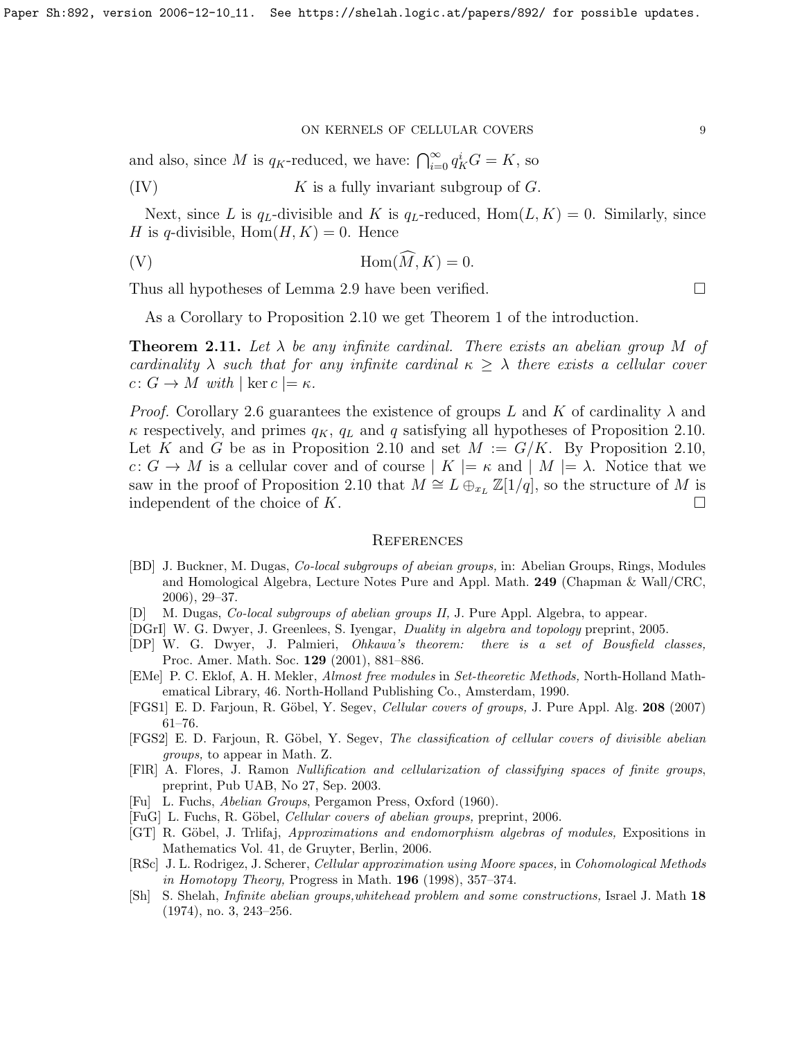and also, since $M$ is $q_K$-reduced, we have: $\bigcap_{i=0}^{\infty} q_K^i G = K$, so

(IV) $K$ is a fully invariant subgroup of $G$.

Next, since $L$ is $q_L$-divisible and $K$ is $q_L$-reduced, $\mathrm{Hom}(L, K) = 0$. Similarly, since $H$ is $q$-divisible, $\mathrm{Hom}(H, K) = 0$. Hence

$$\text{(V)} \qquad \mathrm{Hom}(\widehat{M}, K) = 0.$$

Thus all hypotheses of Lemma 2.9 have been verified. □

As a Corollary to Proposition 2.10 we get Theorem 1 of the introduction.

**Theorem 2.11.** *Let $\lambda$ be any infinite cardinal. There exists an abelian group $M$ of cardinality $\lambda$ such that for any infinite cardinal $\kappa \geq \lambda$ there exists a cellular cover $c\colon G \to M$ with $|\ker c| = \kappa$.*

*Proof.* Corollary 2.6 guarantees the existence of groups $L$ and $K$ of cardinality $\lambda$ and $\kappa$ respectively, and primes $q_K$, $q_L$ and $q$ satisfying all hypotheses of Proposition 2.10. Let $K$ and $G$ be as in Proposition 2.10 and set $M := G/K$. By Proposition 2.10, $c\colon G \to M$ is a cellular cover and of course $|K| = \kappa$ and $|M| = \lambda$. Notice that we saw in the proof of Proposition 2.10 that $M \cong L \oplus_{x_L} \mathbb{Z}[1/q]$, so the structure of $M$ is independent of the choice of $K$. □

## References

[BD] J. Buckner, M. Dugas, *Co-local subgroups of abeian groups,* in: Abelian Groups, Rings, Modules and Homological Algebra, Lecture Notes Pure and Appl. Math. **249** (Chapman & Wall/CRC, 2006), 29–37.

[D] M. Dugas, *Co-local subgroups of abelian groups II,* J. Pure Appl. Algebra, to appear.

[DGrI] W. G. Dwyer, J. Greenlees, S. Iyengar, *Duality in algebra and topology* preprint, 2005.

[DP] W. G. Dwyer, J. Palmieri, *Ohkawa's theorem: there is a set of Bousfield classes,* Proc. Amer. Math. Soc. **129** (2001), 881–886.

[EMe] P. C. Eklof, A. H. Mekler, *Almost free modules* in *Set-theoretic Methods,* North-Holland Mathematical Library, 46. North-Holland Publishing Co., Amsterdam, 1990.

[FGS1] E. D. Farjoun, R. Göbel, Y. Segev, *Cellular covers of groups,* J. Pure Appl. Alg. **208** (2007) 61–76.

[FGS2] E. D. Farjoun, R. Göbel, Y. Segev, *The classification of cellular covers of divisible abelian groups,* to appear in Math. Z.

[FlR] A. Flores, J. Ramon *Nullification and cellularization of classifying spaces of finite groups*, preprint, Pub UAB, No 27, Sep. 2003.

[Fu] L. Fuchs, *Abelian Groups*, Pergamon Press, Oxford (1960).

[FuG] L. Fuchs, R. Göbel, *Cellular covers of abelian groups,* preprint, 2006.

[GT] R. Göbel, J. Trlifaj, *Approximations and endomorphism algebras of modules,* Expositions in Mathematics Vol. 41, de Gruyter, Berlin, 2006.

[RSc] J. L. Rodrigez, J. Scherer, *Cellular approximation using Moore spaces,* in *Cohomological Methods in Homotopy Theory,* Progress in Math. **196** (1998), 357–374.

[Sh] S. Shelah, *Infinite abelian groups,whitehead problem and some constructions,* Israel J. Math **18** (1974), no. 3, 243–256.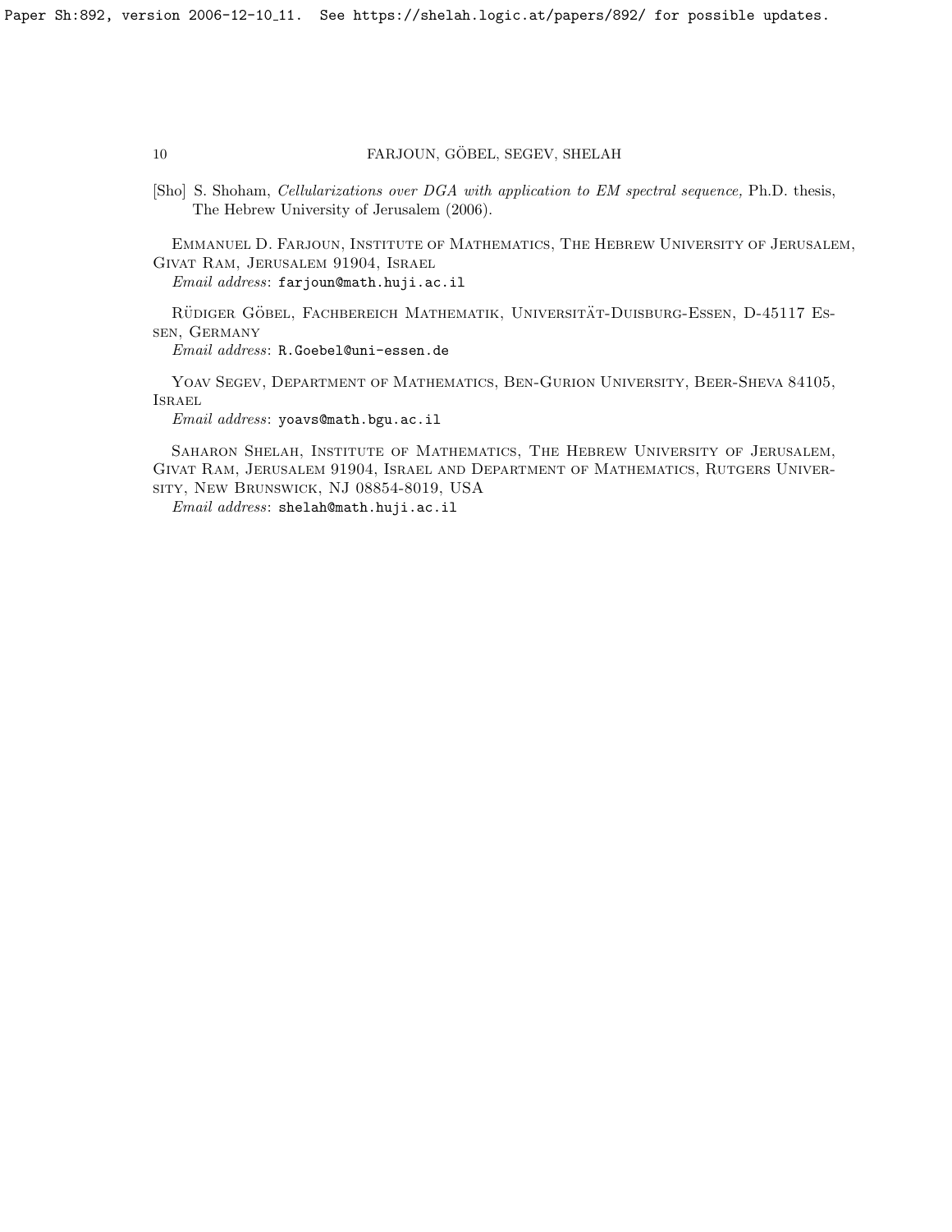[Sho] S. Shoham, *Cellularizations over DGA with application to EM spectral sequence,* Ph.D. thesis, The Hebrew University of Jerusalem (2006).

Emmanuel D. Farjoun, Institute of Mathematics, The Hebrew University of Jerusalem, Givat Ram, Jerusalem 91904, Israel

*Email address*: farjoun@math.huji.ac.il

Rüdiger Göbel, Fachbereich Mathematik, Universität-Duisburg-Essen, D-45117 Essen, Germany

*Email address*: R.Goebel@uni-essen.de

Yoav Segev, Department of Mathematics, Ben-Gurion University, Beer-Sheva 84105, Israel

*Email address*: yoavs@math.bgu.ac.il

Saharon Shelah, Institute of Mathematics, The Hebrew University of Jerusalem, Givat Ram, Jerusalem 91904, Israel and Department of Mathematics, Rutgers University, New Brunswick, NJ 08854-8019, USA

*Email address*: shelah@math.huji.ac.il